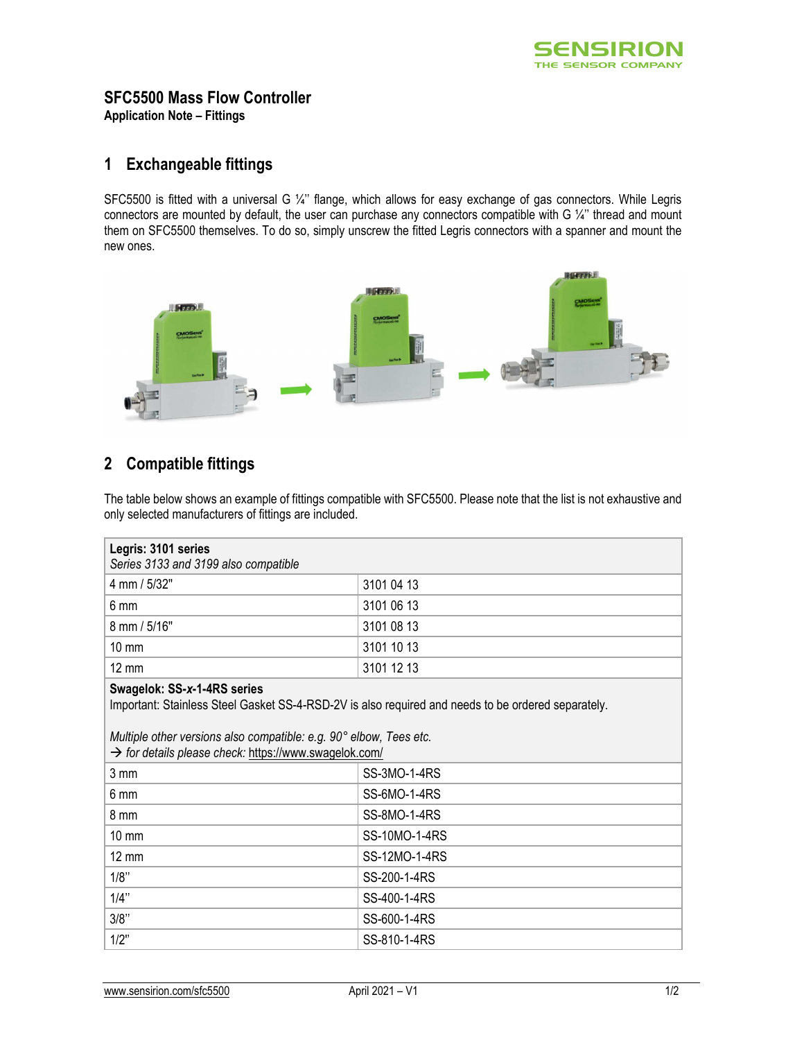SENSIRION
THE SENSOR COMPANY

# SFC5500 Mass Flow Controller

**Application Note – Fittings**

## 1 Exchangeable fittings

SFC5500 is fitted with a universal G ¼'' flange, which allows for easy exchange of gas connectors. While Legris connectors are mounted by default, the user can purchase any connectors compatible with G ¼'' thread and mount them on SFC5500 themselves. To do so, simply unscrew the fitted Legris connectors with a spanner and mount the new ones.

## 2 Compatible fittings

The table below shows an example of fittings compatible with SFC5500. Please note that the list is not exhaustive and only selected manufacturers of fittings are included.

| **Legris: 3101 series**<br>*Series 3133 and 3199 also compatible* | |
|---|---|
| 4 mm / 5/32" | 3101 04 13 |
| 6 mm | 3101 06 13 |
| 8 mm / 5/16" | 3101 08 13 |
| 10 mm | 3101 10 13 |
| 12 mm | 3101 12 13 |
| **Swagelok: SS-*x*-1-4RS series**<br>Important: Stainless Steel Gasket SS-4-RSD-2V is also required and needs to be ordered separately.<br><br>*Multiple other versions also compatible: e.g. 90° elbow, Tees etc.*<br>→ *for details please check:* https://www.swagelok.com/ | |
| 3 mm | SS-3MO-1-4RS |
| 6 mm | SS-6MO-1-4RS |
| 8 mm | SS-8MO-1-4RS |
| 10 mm | SS-10MO-1-4RS |
| 12 mm | SS-12MO-1-4RS |
| 1/8'' | SS-200-1-4RS |
| 1/4'' | SS-400-1-4RS |
| 3/8'' | SS-600-1-4RS |
| 1/2'' | SS-810-1-4RS |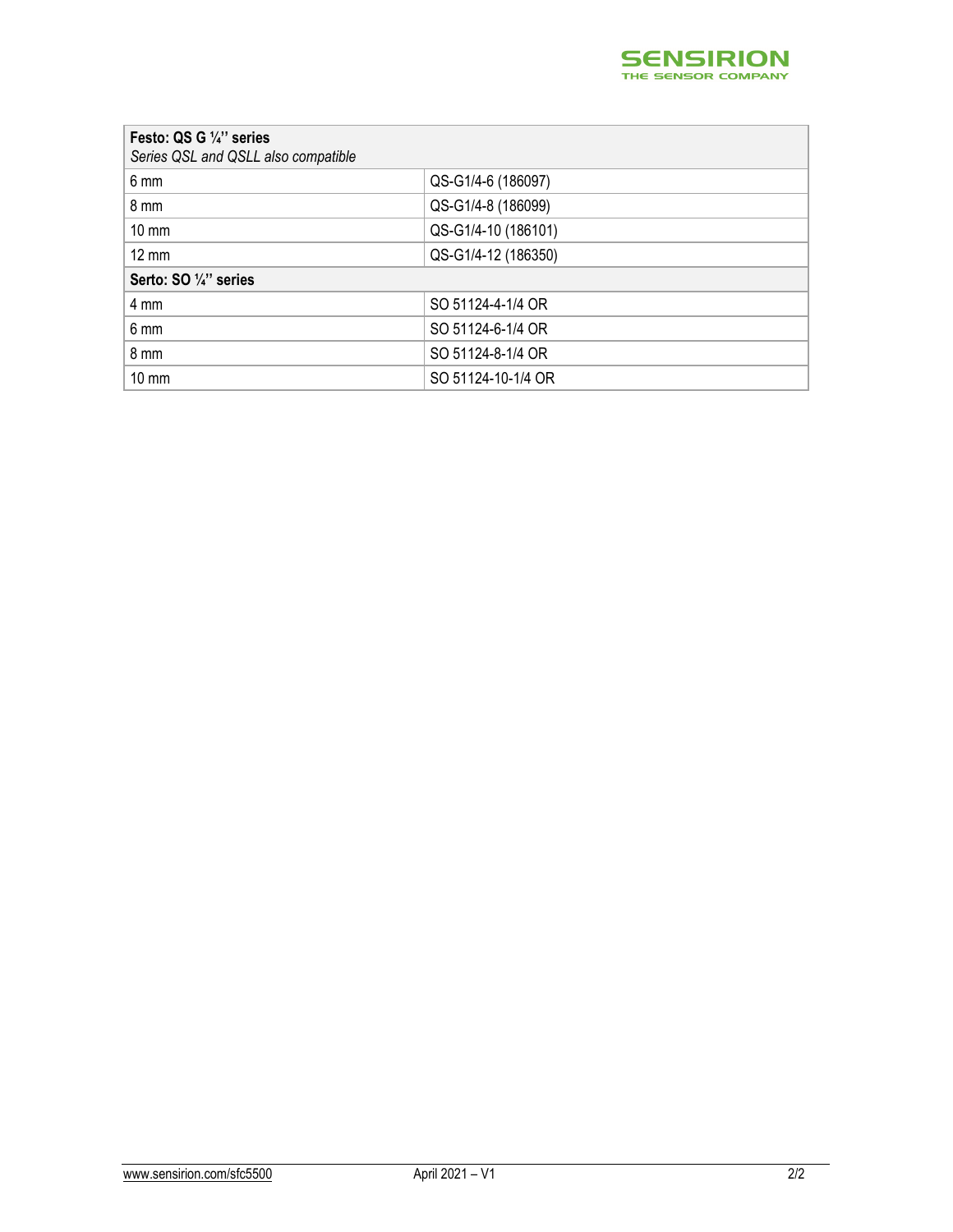| | |
|---|---|
| **Festo: QS G ¼'' series** *Series QSL and QSLL also compatible* | |
| 6 mm | QS-G1/4-6 (186097) |
| 8 mm | QS-G1/4-8 (186099) |
| 10 mm | QS-G1/4-10 (186101) |
| 12 mm | QS-G1/4-12 (186350) |
| **Serto: SO ¼'' series** | |
| 4 mm | SO 51124-4-1/4 OR |
| 6 mm | SO 51124-6-1/4 OR |
| 8 mm | SO 51124-8-1/4 OR |
| 10 mm | SO 51124-10-1/4 OR |